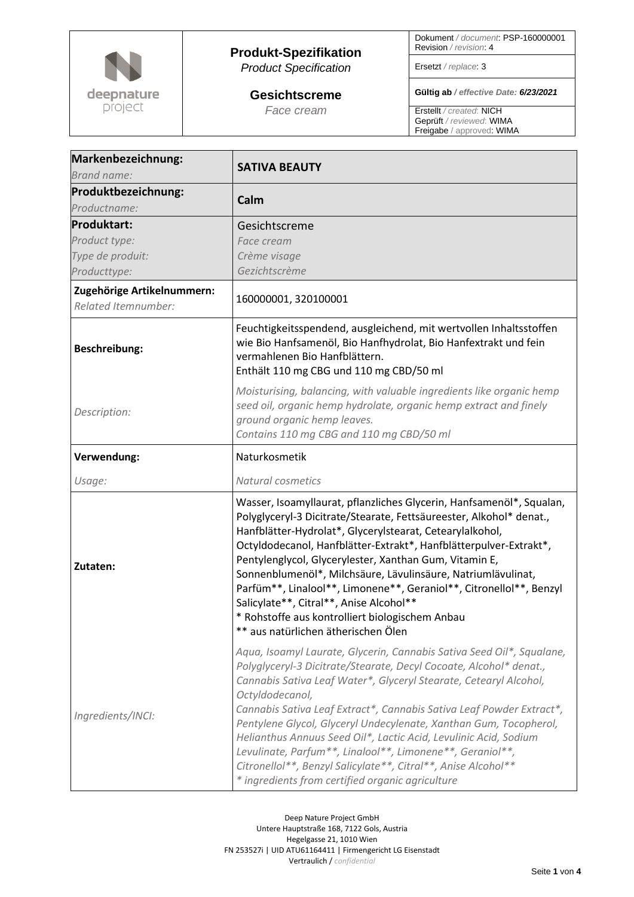| deepnature project | **Produkt-Spezifikation** *Product Specification* **Gesichtscreme** *Face cream* | Dokument / *document*: PSP-160000001 Revision / *revision*: 4 |
|---|---|---|
| | | Ersetzt / *replace*: 3 |
| | | **Gültig ab / *effective Date: 6/23/2021*** |
| | | Erstellt / *created*: NICH Geprüft / *reviewed*: WIMA Freigabe / approved: WIMA |

| | |
|---|---|
| **Markenbezeichnung:** *Brand name:* | **SATIVA BEAUTY** |
| **Produktbezeichnung:** *Productname:* | **Calm** |
| **Produktart:** *Product type:* *Type de produit:* *Producttype:* | Gesichtscreme *Face cream* *Crème visage* *Gezichtscrème* |
| **Zugehörige Artikelnummern:** *Related Itemnumber:* | 160000001, 320100001 |
| **Beschreibung:** | Feuchtigkeitsspendend, ausgleichend, mit wertvollen Inhaltsstoffen wie Bio Hanfsamenöl, Bio Hanfhydrolat, Bio Hanfextrakt und fein vermahlenen Bio Hanfblättern. Enthält 110 mg CBG und 110 mg CBD/50 ml |
| *Description:* | *Moisturising, balancing, with valuable ingredients like organic hemp seed oil, organic hemp hydrolate, organic hemp extract and finely ground organic hemp leaves. Contains 110 mg CBG and 110 mg CBD/50 ml* |
| **Verwendung:** | Naturkosmetik |
| *Usage:* | *Natural cosmetics* |
| **Zutaten:** | Wasser, Isoamyllaurat, pflanzliches Glycerin, Hanfsamenöl*, Squalan, Polyglyceryl-3 Dicitrate/Stearate, Fettsäureester, Alkohol* denat., Hanfblätter-Hydrolat*, Glycerylstearat, Cetearylalkohol, Octyldodecanol, Hanfblätter-Extrakt*, Hanfblätterpulver-Extrakt*, Pentylenglycol, Glycerylester, Xanthan Gum, Vitamin E, Sonnenblumenöl*, Milchsäure, Lävulinsäure, Natriumlävulinat, Parfüm**, Linalool**, Limonene**, Geraniol**, Citronellol**, Benzyl Salicylate**, Citral**, Anise Alcohol** <br>* Rohstoffe aus kontrolliert biologischem Anbau <br>** aus natürlichen ätherischen Ölen |
| *Ingredients/INCI:* | *Aqua, Isoamyl Laurate, Glycerin, Cannabis Sativa Seed Oil*, Squalane, Polyglyceryl-3 Dicitrate/Stearate, Decyl Cocoate, Alcohol* denat., Cannabis Sativa Leaf Water*, Glyceryl Stearate, Cetearyl Alcohol, Octyldodecanol, Cannabis Sativa Leaf Extract*, Cannabis Sativa Leaf Powder Extract*, Pentylene Glycol, Glyceryl Undecylenate, Xanthan Gum, Tocopherol, Helianthus Annuus Seed Oil*, Lactic Acid, Levulinic Acid, Sodium Levulinate, Parfum**, Linalool**, Limonene**, Geraniol**, Citronellol**, Benzyl Salicylate**, Citral**, Anise Alcohol**<br>* ingredients from certified organic agriculture* |

Deep Nature Project GmbH
Untere Hauptstraße 168, 7122 Gols, Austria
Hegelgasse 21, 1010 Wien
FN 253527i | UID ATU61164411 | Firmengericht LG Eisenstadt
Vertraulich / *confidential*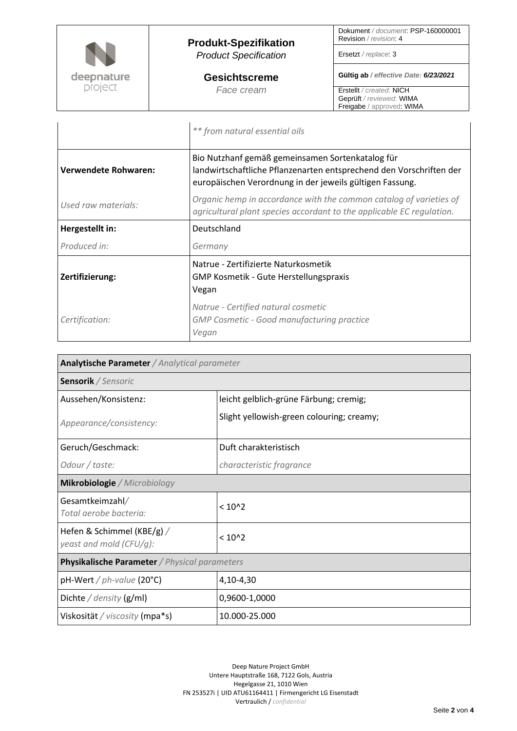|  |  |
|---|---|
|  | *\*\* from natural essential oils* |
| **Verwendete Rohwaren:**<br><br>*Used raw materials:* | Bio Nutzhanf gemäß gemeinsamen Sortenkatalog für landwirtschaftliche Pflanzenarten entsprechend den Vorschriften der europäischen Verordnung in der jeweils gültigen Fassung.<br><br>*Organic hemp in accordance with the common catalog of varieties of agricultural plant species accordant to the applicable EC regulation.* |
| **Hergestellt in:**<br><br>*Produced in:* | Deutschland<br><br>*Germany* |
| **Zertifizierung:**<br><br>*Certification:* | Natrue - Zertifizierte Naturkosmetik<br>GMP Kosmetik - Gute Herstellungspraxis<br>Vegan<br><br>*Natrue - Certified natural cosmetic*<br>*GMP Cosmetic - Good manufacturing practice*<br>*Vegan* |

| **Analytische Parameter** / *Analytical parameter* | |
|---|---|
| **Sensorik** / *Sensoric* | |
| Aussehen/Konsistenz:<br><br>*Appearance/consistency:* | leicht gelblich-grüne Färbung; cremig;<br><br>Slight yellowish-green colouring; creamy; |
| Geruch/Geschmack:<br><br>*Odour / taste:* | Duft charakteristisch<br><br>*characteristic fragrance* |
| **Mikrobiologie** / *Microbiology* | |
| Gesamtkeimzahl/<br>*Total aerobe bacteria:* | < 10^2 |
| Hefen & Schimmel (KBE/g) /<br>*yeast and mold (CFU/g):* | < 10^2 |
| **Physikalische Parameter** / *Physical parameters* | |
| pH-Wert / *ph-value* (20°C) | 4,10-4,30 |
| Dichte / *density* (g/ml) | 0,9600-1,0000 |
| Viskosität / *viscosity* (mpa*s) | 10.000-25.000 |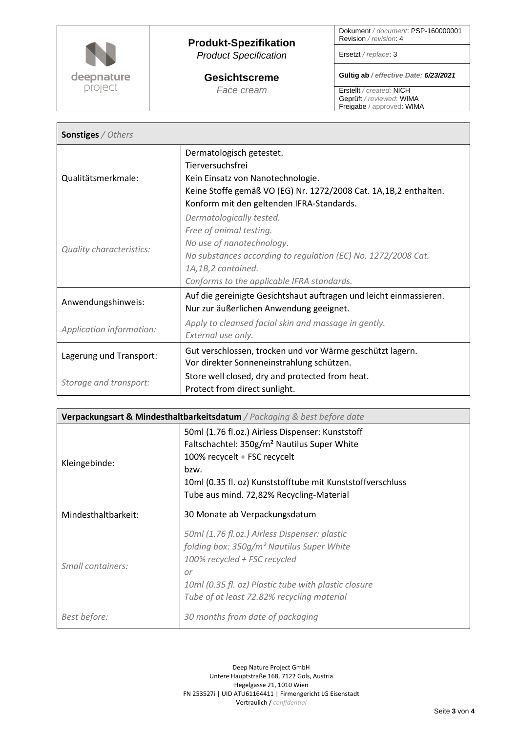| **Produkt-Spezifikation** *Product Specification* | Dokument */ document*: PSP-160000001 Revision */ revision*: 4 |
|---|---|
| | Ersetzt */ replace*: 3 |
| **Gesichtscreme** *Face cream* | **Gültig ab** */ effective Date: 6/23/2021* |
| | Erstellt */ created*: NICH Geprüft */ reviewed*: WIMA Freigabe / approved: WIMA |

| **Sonstiges** */ Others* | |
|---|---|
| Qualitätsmerkmale: | Dermatologisch getestet.<br>Tierversuchsfrei<br>Kein Einsatz von Nanotechnologie.<br>Keine Stoffe gemäß VO (EG) Nr. 1272/2008 Cat. 1A,1B,2 enthalten.<br>Konform mit den geltenden IFRA-Standards. |
| *Quality characteristics:* | *Dermatologically tested.*<br>*Free of animal testing.*<br>*No use of nanotechnology.*<br>*No substances according to regulation (EC) No. 1272/2008 Cat. 1A,1B,2 contained.*<br>*Conforms to the applicable IFRA standards.* |
| Anwendungshinweis: | Auf die gereinigte Gesichtshaut auftragen und leicht einmassieren.<br>Nur zur äußerlichen Anwendung geeignet. |
| *Application information:* | *Apply to cleansed facial skin and massage in gently.*<br>*External use only.* |
| Lagerung und Transport: | Gut verschlossen, trocken und vor Wärme geschützt lagern.<br>Vor direkter Sonneneinstrahlung schützen. |
| *Storage and transport:* | Store well closed, dry and protected from heat.<br>Protect from direct sunlight. |

| **Verpackungsart & Mindesthaltbarkeitsdatum** */ Packaging & best before date* | |
|---|---|
| Kleingebinde: | 50ml (1.76 fl.oz.) Airless Dispenser: Kunststoff<br>Faltschachtel: 350g/m² Nautilus Super White<br>100% recycelt + FSC recycelt<br>bzw.<br>10ml (0.35 fl. oz) Kunststofftube mit Kunststoffverschluss<br>Tube aus mind. 72,82% Recycling-Material |
| Mindesthaltbarkeit: | 30 Monate ab Verpackungsdatum |
| *Small containers:* | *50ml (1.76 fl.oz.) Airless Dispenser: plastic*<br>*folding box: 350g/m² Nautilus Super White*<br>*100% recycled + FSC recycled*<br>*or*<br>*10ml (0.35 fl. oz) Plastic tube with plastic closure*<br>*Tube of at least 72.82% recycling material* |
| *Best before:* | *30 months from date of packaging* |

Deep Nature Project GmbH
Untere Hauptstraße 168, 7122 Gols, Austria
Hegelgasse 21, 1010 Wien
FN 253527i | UID ATU61164411 | Firmengericht LG Eisenstadt
Vertraulich / *confidential*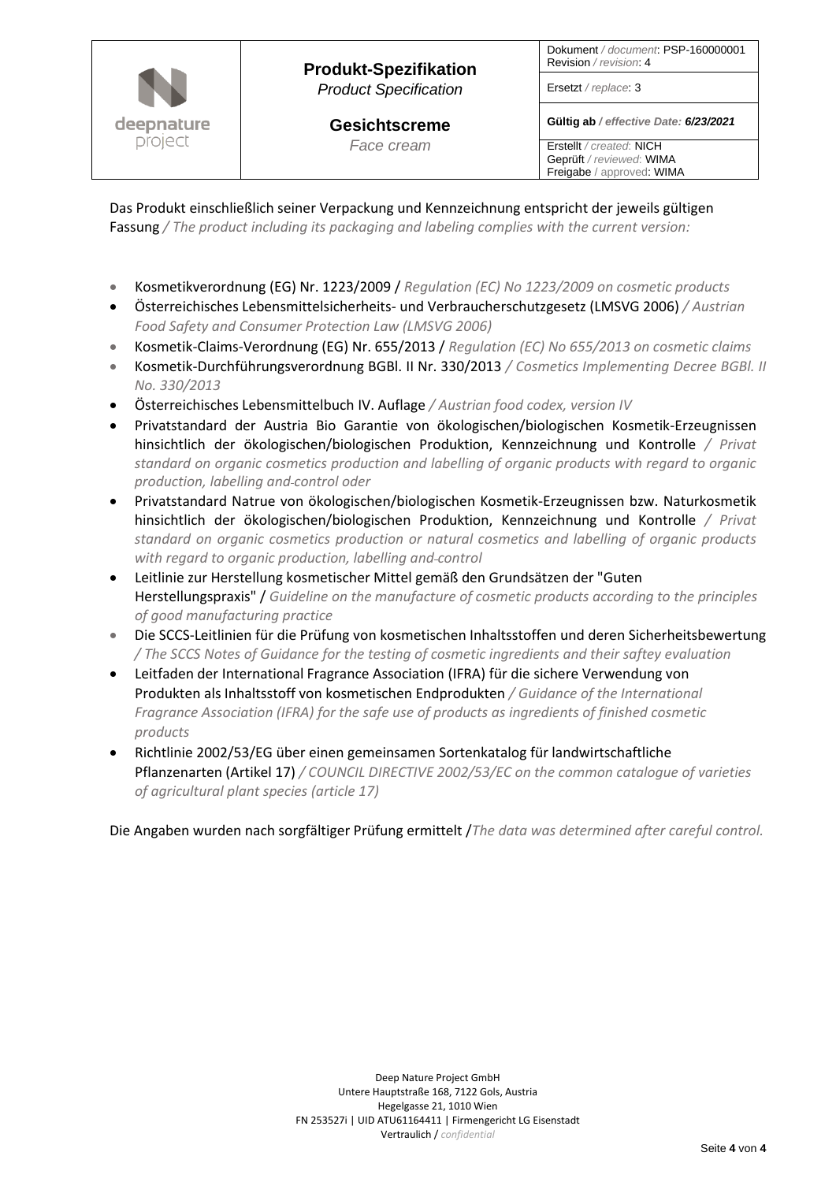Das Produkt einschließlich seiner Verpackung und Kennzeichnung entspricht der jeweils gültigen Fassung */ The product including its packaging and labeling complies with the current version:*

- Kosmetikverordnung (EG) Nr. 1223/2009 / *Regulation (EC) No 1223/2009 on cosmetic products*
- Österreichisches Lebensmittelsicherheits- und Verbraucherschutzgesetz (LMSVG 2006) */ Austrian Food Safety and Consumer Protection Law (LMSVG 2006)*
- Kosmetik-Claims-Verordnung (EG) Nr. 655/2013 / *Regulation (EC) No 655/2013 on cosmetic claims*
- Kosmetik-Durchführungsverordnung BGBl. II Nr. 330/2013 */ Cosmetics Implementing Decree BGBl. II No. 330/2013*
- Österreichisches Lebensmittelbuch IV. Auflage */ Austrian food codex, version IV*
- Privatstandard der Austria Bio Garantie von ökologischen/biologischen Kosmetik-Erzeugnissen hinsichtlich der ökologischen/biologischen Produktion, Kennzeichnung und Kontrolle */ Privat standard on organic cosmetics production and labelling of organic products with regard to organic production, labelling and control oder*
- Privatstandard Natrue von ökologischen/biologischen Kosmetik-Erzeugnissen bzw. Naturkosmetik hinsichtlich der ökologischen/biologischen Produktion, Kennzeichnung und Kontrolle */ Privat standard on organic cosmetics production or natural cosmetics and labelling of organic products with regard to organic production, labelling and control*
- Leitlinie zur Herstellung kosmetischer Mittel gemäß den Grundsätzen der "Guten Herstellungspraxis" / *Guideline on the manufacture of cosmetic products according to the principles of good manufacturing practice*
- Die SCCS-Leitlinien für die Prüfung von kosmetischen Inhaltsstoffen und deren Sicherheitsbewertung */ The SCCS Notes of Guidance for the testing of cosmetic ingredients and their saftey evaluation*
- Leitfaden der International Fragrance Association (IFRA) für die sichere Verwendung von Produkten als Inhaltsstoff von kosmetischen Endprodukten */ Guidance of the International Fragrance Association (IFRA) for the safe use of products as ingredients of finished cosmetic products*
- Richtlinie 2002/53/EG über einen gemeinsamen Sortenkatalog für landwirtschaftliche Pflanzenarten (Artikel 17) */ COUNCIL DIRECTIVE 2002/53/EC on the common catalogue of varieties of agricultural plant species (article 17)*

Die Angaben wurden nach sorgfältiger Prüfung ermittelt /*The data was determined after careful control.*